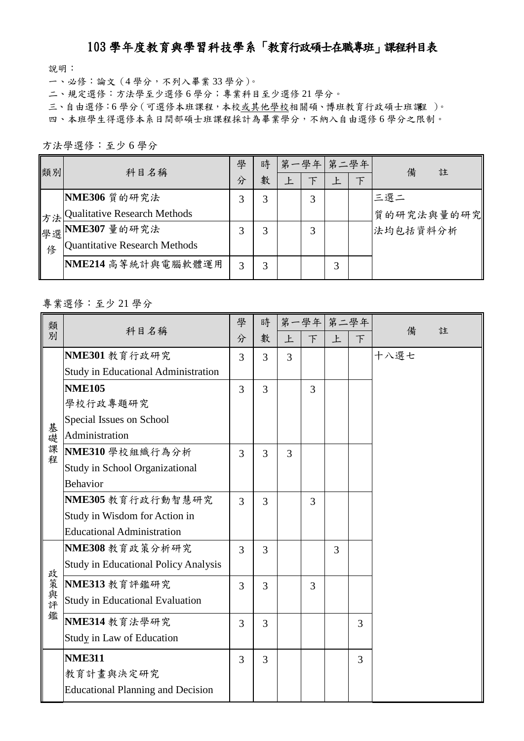# 103 學年度教育與學習科技學系「教育行政碩士在職專班」課程科目表

說明：

一、必修：論文（4 學分，不列入畢業 33 學分）。

二、規定選修：方法學至少選修 6 學分；專業科目至少選修 21 學分。

三、自由選修：6 學分（可選修本班課程，本校或其他學校相關碩、博班教育行政碩士班課程 ）。

四、本班學生得選修本系日間部碩士班課程採計為畢業學分，不納入自由選修 6 學分之限制。

方法學選修：至少 6 學分

| 類別 | 科目名稱 | 學分 | 時數 | 第一學年 | | 第二學年 | | 備註 |
|---|---|---|---|---|---|---|---|---|
| | | | | 上 | 下 | 上 | 下 | |
| 方法學選修 | **NME306** 質的研究法 Qualitative Research Methods | 3 | 3 | | 3 | | | 三選二 質的研究法與量的研究法均包括資料分析 |
| | **NME307** 量的研究法 Quantitative Research Methods | 3 | 3 | | 3 | | | |
| | **NME214** 高等統計與電腦軟體運用 | 3 | 3 | | | 3 | | |

專業選修：至少 21 學分

| 類別 | 科目名稱 | 學分 | 時數 | 第一學年 | | 第二學年 | | 備註 |
|---|---|---|---|---|---|---|---|---|
| | | | | 上 | 下 | 上 | 下 | |
| 基礎課程 | **NME301** 教育行政研究 Study in Educational Administration | 3 | 3 | 3 | | | | 十八選七 |
| | **NME105** 學校行政專題研究 Special Issues on School Administration | 3 | 3 | | 3 | | | |
| | **NME310** 學校組織行為分析 Study in School Organizational Behavior | 3 | 3 | 3 | | | | |
| | **NME305** 教育行政行動智慧研究 Study in Wisdom for Action in Educational Administration | 3 | 3 | | 3 | | | |
| 政策與評鑑 | **NME308** 教育政策分析研究 Study in Educational Policy Analysis | 3 | 3 | | | 3 | | |
| | **NME313** 教育評鑑研究 Study in Educational Evaluation | 3 | 3 | | 3 | | | |
| | **NME314** 教育法學研究 Study in Law of Education | 3 | 3 | | | | 3 | |
| | **NME311** 教育計畫與決定研究 Educational Planning and Decision | 3 | 3 | | | | 3 | |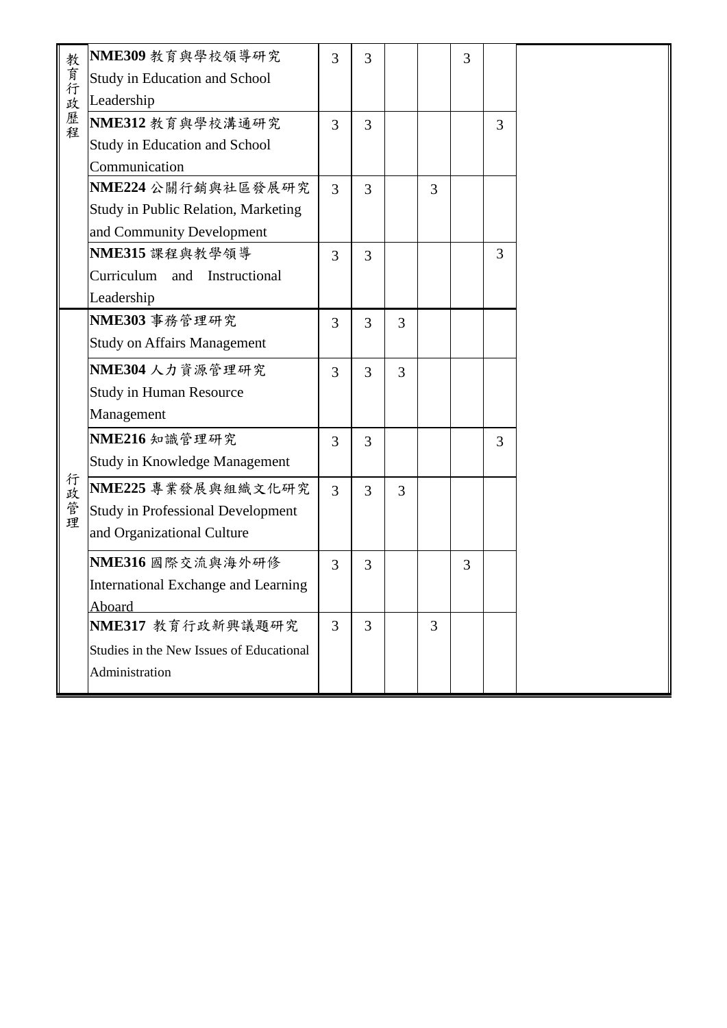| | | | | | | | | |
|---|---|---|---|---|---|---|---|---|
| 教育行政歷程 | **NME309** 教育與學校領導研究 Study in Education and School Leadership | 3 | 3 | | | 3 | | |
| | **NME312** 教育與學校溝通研究 Study in Education and School Communication | 3 | 3 | | | | 3 | |
| | **NME224** 公關行銷與社區發展研究 Study in Public Relation, Marketing and Community Development | 3 | 3 | | 3 | | | |
| | **NME315** 課程與教學領導 Curriculum and Instructional Leadership | 3 | 3 | | | | 3 | |
| 行政管理 | **NME303** 事務管理研究 Study on Affairs Management | 3 | 3 | 3 | | | | |
| | **NME304** 人力資源管理研究 Study in Human Resource Management | 3 | 3 | 3 | | | | |
| | **NME216** 知識管理研究 Study in Knowledge Management | 3 | 3 | | | | 3 | |
| | **NME225** 專業發展與組織文化研究 Study in Professional Development and Organizational Culture | 3 | 3 | 3 | | | | |
| | **NME316** 國際交流與海外研修 International Exchange and Learning Aboard | 3 | 3 | | | 3 | | |
| | **NME317** 教育行政新興議題研究 Studies in the New Issues of Educational Administration | 3 | 3 | | 3 | | | |